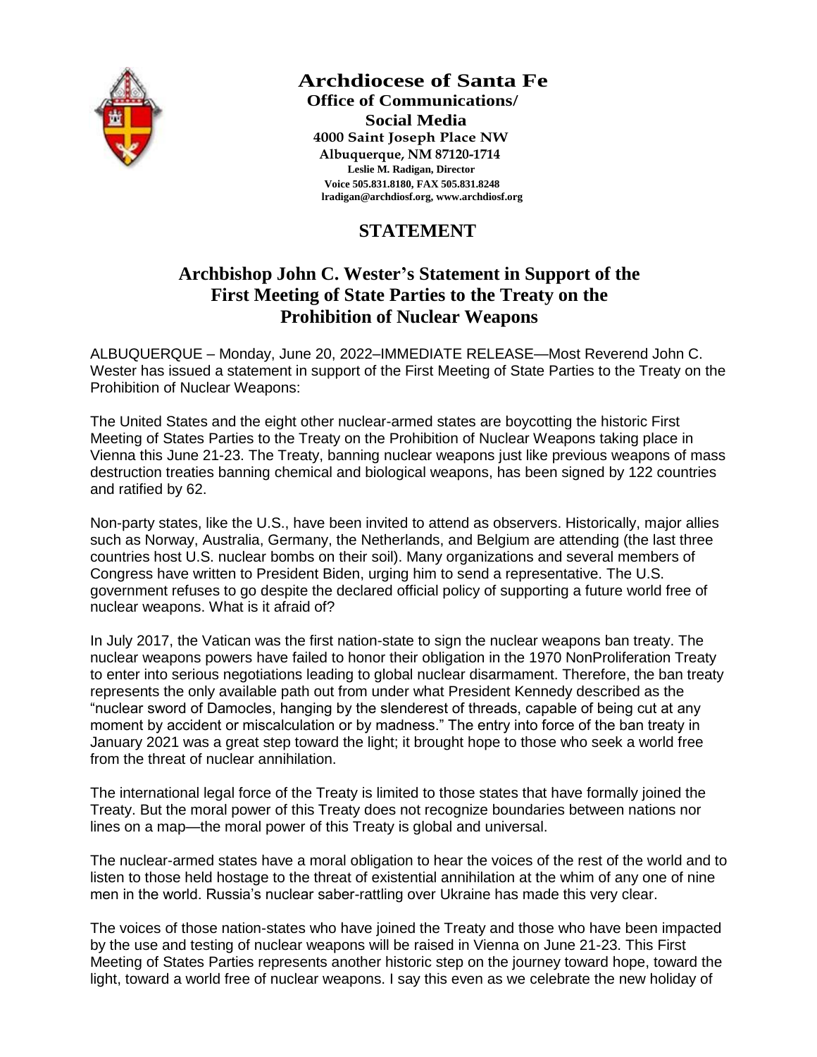# Archdiocese of Santa Fe

**Office of Communications/ Social Media**
**4000 Saint Joseph Place NW**
**Albuquerque, NM 87120-1714**
**Leslie M. Radigan, Director**
**Voice 505.831.8180, FAX 505.831.8248**
**lradigan@archdiosf.org, www.archdiosf.org**

## STATEMENT

## Archbishop John C. Wester's Statement in Support of the First Meeting of State Parties to the Treaty on the Prohibition of Nuclear Weapons

ALBUQUERQUE – Monday, June 20, 2022–IMMEDIATE RELEASE—Most Reverend John C. Wester has issued a statement in support of the First Meeting of State Parties to the Treaty on the Prohibition of Nuclear Weapons:

The United States and the eight other nuclear-armed states are boycotting the historic First Meeting of States Parties to the Treaty on the Prohibition of Nuclear Weapons taking place in Vienna this June 21-23. The Treaty, banning nuclear weapons just like previous weapons of mass destruction treaties banning chemical and biological weapons, has been signed by 122 countries and ratified by 62.

Non-party states, like the U.S., have been invited to attend as observers. Historically, major allies such as Norway, Australia, Germany, the Netherlands, and Belgium are attending (the last three countries host U.S. nuclear bombs on their soil). Many organizations and several members of Congress have written to President Biden, urging him to send a representative. The U.S. government refuses to go despite the declared official policy of supporting a future world free of nuclear weapons. What is it afraid of?

In July 2017, the Vatican was the first nation-state to sign the nuclear weapons ban treaty. The nuclear weapons powers have failed to honor their obligation in the 1970 NonProliferation Treaty to enter into serious negotiations leading to global nuclear disarmament. Therefore, the ban treaty represents the only available path out from under what President Kennedy described as the "nuclear sword of Damocles, hanging by the slenderest of threads, capable of being cut at any moment by accident or miscalculation or by madness." The entry into force of the ban treaty in January 2021 was a great step toward the light; it brought hope to those who seek a world free from the threat of nuclear annihilation.

The international legal force of the Treaty is limited to those states that have formally joined the Treaty. But the moral power of this Treaty does not recognize boundaries between nations nor lines on a map—the moral power of this Treaty is global and universal.

The nuclear-armed states have a moral obligation to hear the voices of the rest of the world and to listen to those held hostage to the threat of existential annihilation at the whim of any one of nine men in the world. Russia's nuclear saber-rattling over Ukraine has made this very clear.

The voices of those nation-states who have joined the Treaty and those who have been impacted by the use and testing of nuclear weapons will be raised in Vienna on June 21-23. This First Meeting of States Parties represents another historic step on the journey toward hope, toward the light, toward a world free of nuclear weapons. I say this even as we celebrate the new holiday of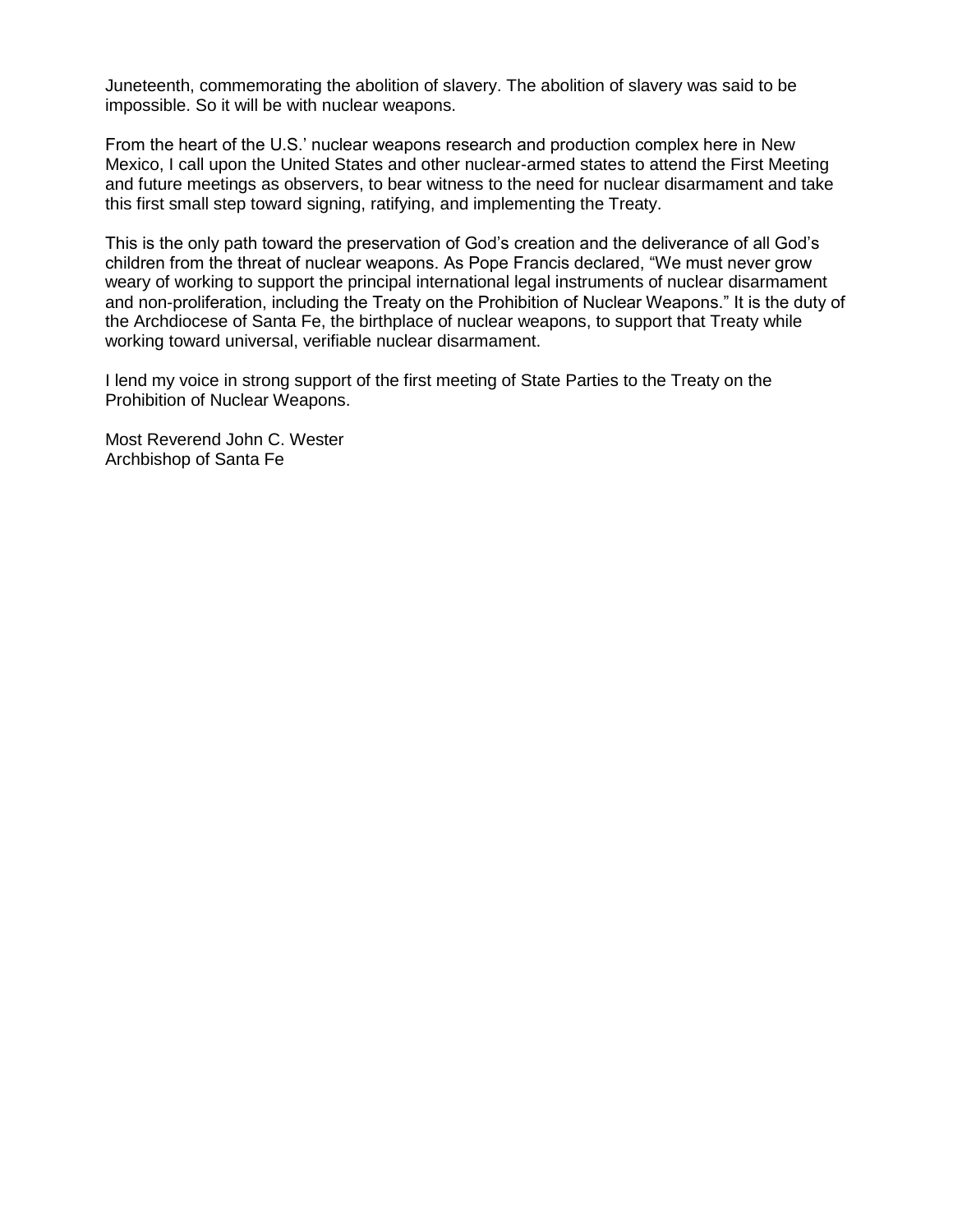Juneteenth, commemorating the abolition of slavery. The abolition of slavery was said to be impossible. So it will be with nuclear weapons.

From the heart of the U.S.' nuclear weapons research and production complex here in New Mexico, I call upon the United States and other nuclear-armed states to attend the First Meeting and future meetings as observers, to bear witness to the need for nuclear disarmament and take this first small step toward signing, ratifying, and implementing the Treaty.

This is the only path toward the preservation of God's creation and the deliverance of all God's children from the threat of nuclear weapons. As Pope Francis declared, "We must never grow weary of working to support the principal international legal instruments of nuclear disarmament and non-proliferation, including the Treaty on the Prohibition of Nuclear Weapons." It is the duty of the Archdiocese of Santa Fe, the birthplace of nuclear weapons, to support that Treaty while working toward universal, verifiable nuclear disarmament.

I lend my voice in strong support of the first meeting of State Parties to the Treaty on the Prohibition of Nuclear Weapons.

Most Reverend John C. Wester  
Archbishop of Santa Fe